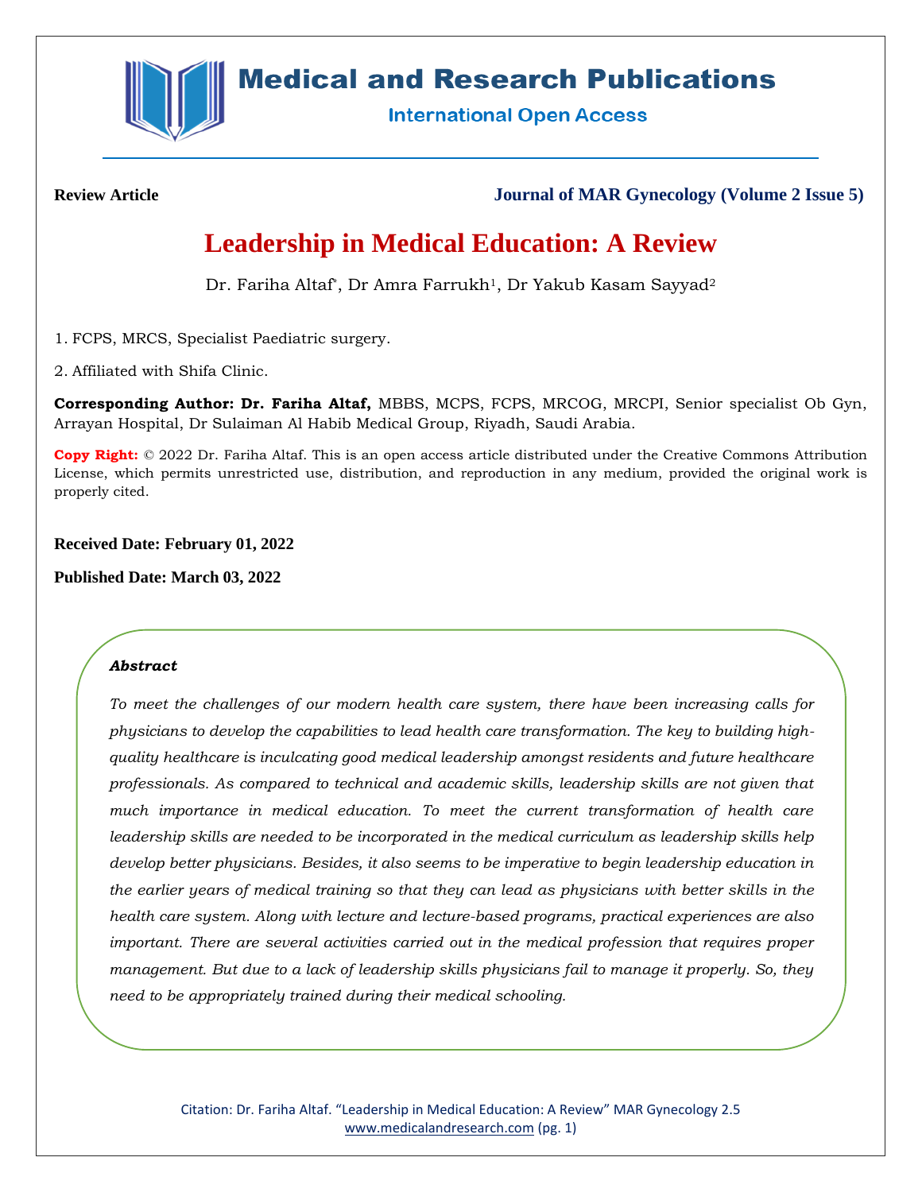**Review Article**

**Journal of MAR Gynecology (Volume 2 Issue 5)**

# Leadership in Medical Education: A Review

Dr. Fariha Altaf*, Dr Amra Farrukh[1], Dr Yakub Kasam Sayyad[2]

1. FCPS, MRCS, Specialist Paediatric surgery.

2. Affiliated with Shifa Clinic.

**Corresponding Author: Dr. Fariha Altaf,** MBBS, MCPS, FCPS, MRCOG, MRCPI, Senior specialist Ob Gyn, Arrayan Hospital, Dr Sulaiman Al Habib Medical Group, Riyadh, Saudi Arabia.

**Copy Right:** © 2022 Dr. Fariha Altaf. This is an open access article distributed under the Creative Commons Attribution License, which permits unrestricted use, distribution, and reproduction in any medium, provided the original work is properly cited.

**Received Date: February 01, 2022**

**Published Date: March 03, 2022**

***Abstract***

*To meet the challenges of our modern health care system, there have been increasing calls for physicians to develop the capabilities to lead health care transformation. The key to building high-quality healthcare is inculcating good medical leadership amongst residents and future healthcare professionals. As compared to technical and academic skills, leadership skills are not given that much importance in medical education. To meet the current transformation of health care leadership skills are needed to be incorporated in the medical curriculum as leadership skills help develop better physicians. Besides, it also seems to be imperative to begin leadership education in the earlier years of medical training so that they can lead as physicians with better skills in the health care system. Along with lecture and lecture-based programs, practical experiences are also important. There are several activities carried out in the medical profession that requires proper management. But due to a lack of leadership skills physicians fail to manage it properly. So, they need to be appropriately trained during their medical schooling.*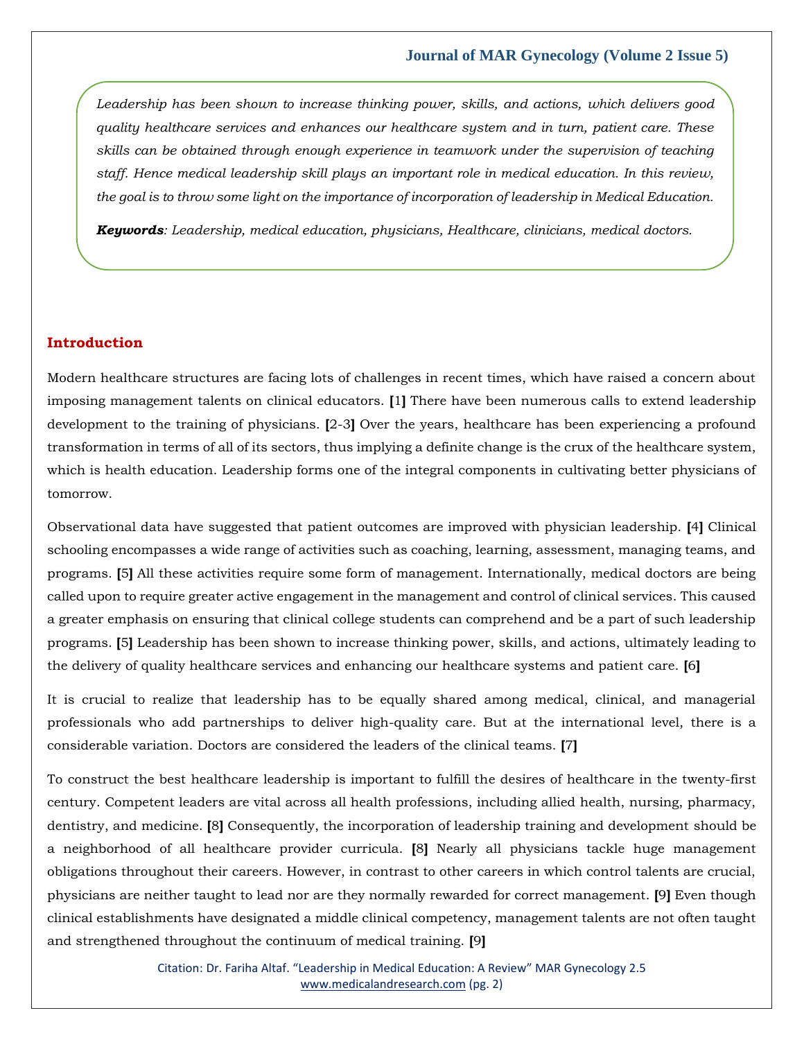*Leadership has been shown to increase thinking power, skills, and actions, which delivers good quality healthcare services and enhances our healthcare system and in turn, patient care. These skills can be obtained through enough experience in teamwork under the supervision of teaching staff. Hence medical leadership skill plays an important role in medical education. In this review, the goal is to throw some light on the importance of incorporation of leadership in Medical Education.*

***Keywords****: Leadership, medical education, physicians, Healthcare, clinicians, medical doctors.*

## Introduction

Modern healthcare structures are facing lots of challenges in recent times, which have raised a concern about imposing management talents on clinical educators. [1] There have been numerous calls to extend leadership development to the training of physicians. [2-3] Over the years, healthcare has been experiencing a profound transformation in terms of all of its sectors, thus implying a definite change is the crux of the healthcare system, which is health education. Leadership forms one of the integral components in cultivating better physicians of tomorrow.

Observational data have suggested that patient outcomes are improved with physician leadership. [4] Clinical schooling encompasses a wide range of activities such as coaching, learning, assessment, managing teams, and programs. [5] All these activities require some form of management. Internationally, medical doctors are being called upon to require greater active engagement in the management and control of clinical services. This caused a greater emphasis on ensuring that clinical college students can comprehend and be a part of such leadership programs. [5] Leadership has been shown to increase thinking power, skills, and actions, ultimately leading to the delivery of quality healthcare services and enhancing our healthcare systems and patient care. [6]

It is crucial to realize that leadership has to be equally shared among medical, clinical, and managerial professionals who add partnerships to deliver high-quality care. But at the international level, there is a considerable variation. Doctors are considered the leaders of the clinical teams. [7]

To construct the best healthcare leadership is important to fulfill the desires of healthcare in the twenty-first century. Competent leaders are vital across all health professions, including allied health, nursing, pharmacy, dentistry, and medicine. [8] Consequently, the incorporation of leadership training and development should be a neighborhood of all healthcare provider curricula. [8] Nearly all physicians tackle huge management obligations throughout their careers. However, in contrast to other careers in which control talents are crucial, physicians are neither taught to lead nor are they normally rewarded for correct management. [9] Even though clinical establishments have designated a middle clinical competency, management talents are not often taught and strengthened throughout the continuum of medical training. [9]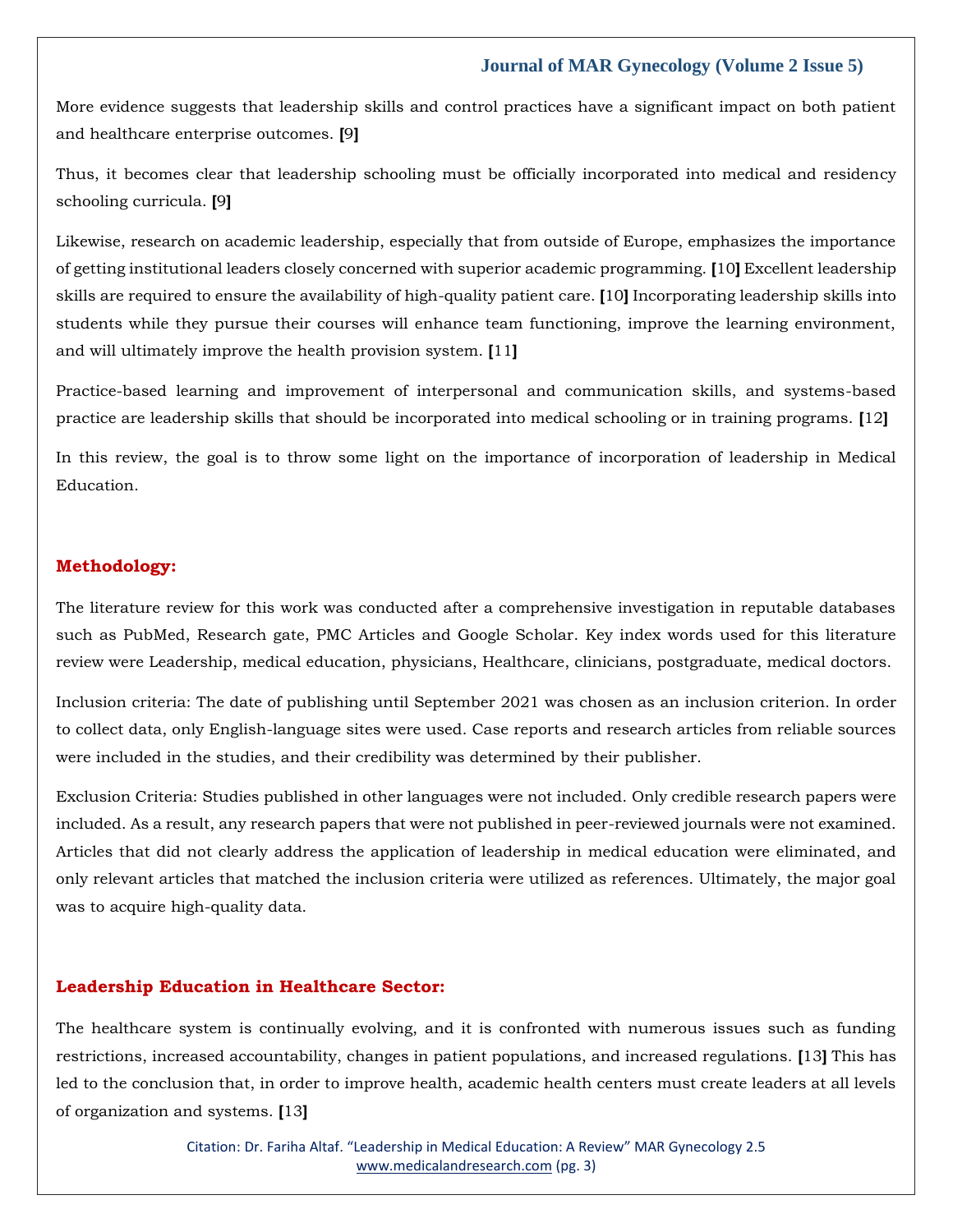More evidence suggests that leadership skills and control practices have a significant impact on both patient and healthcare enterprise outcomes. [9]

Thus, it becomes clear that leadership schooling must be officially incorporated into medical and residency schooling curricula. [9]

Likewise, research on academic leadership, especially that from outside of Europe, emphasizes the importance of getting institutional leaders closely concerned with superior academic programming. [10] Excellent leadership skills are required to ensure the availability of high-quality patient care. [10] Incorporating leadership skills into students while they pursue their courses will enhance team functioning, improve the learning environment, and will ultimately improve the health provision system. [11]

Practice-based learning and improvement of interpersonal and communication skills, and systems-based practice are leadership skills that should be incorporated into medical schooling or in training programs. [12]

In this review, the goal is to throw some light on the importance of incorporation of leadership in Medical Education.

## Methodology:

The literature review for this work was conducted after a comprehensive investigation in reputable databases such as PubMed, Research gate, PMC Articles and Google Scholar. Key index words used for this literature review were Leadership, medical education, physicians, Healthcare, clinicians, postgraduate, medical doctors.

Inclusion criteria: The date of publishing until September 2021 was chosen as an inclusion criterion. In order to collect data, only English-language sites were used. Case reports and research articles from reliable sources were included in the studies, and their credibility was determined by their publisher.

Exclusion Criteria: Studies published in other languages were not included. Only credible research papers were included. As a result, any research papers that were not published in peer-reviewed journals were not examined. Articles that did not clearly address the application of leadership in medical education were eliminated, and only relevant articles that matched the inclusion criteria were utilized as references. Ultimately, the major goal was to acquire high-quality data.

## Leadership Education in Healthcare Sector:

The healthcare system is continually evolving, and it is confronted with numerous issues such as funding restrictions, increased accountability, changes in patient populations, and increased regulations. [13] This has led to the conclusion that, in order to improve health, academic health centers must create leaders at all levels of organization and systems. [13]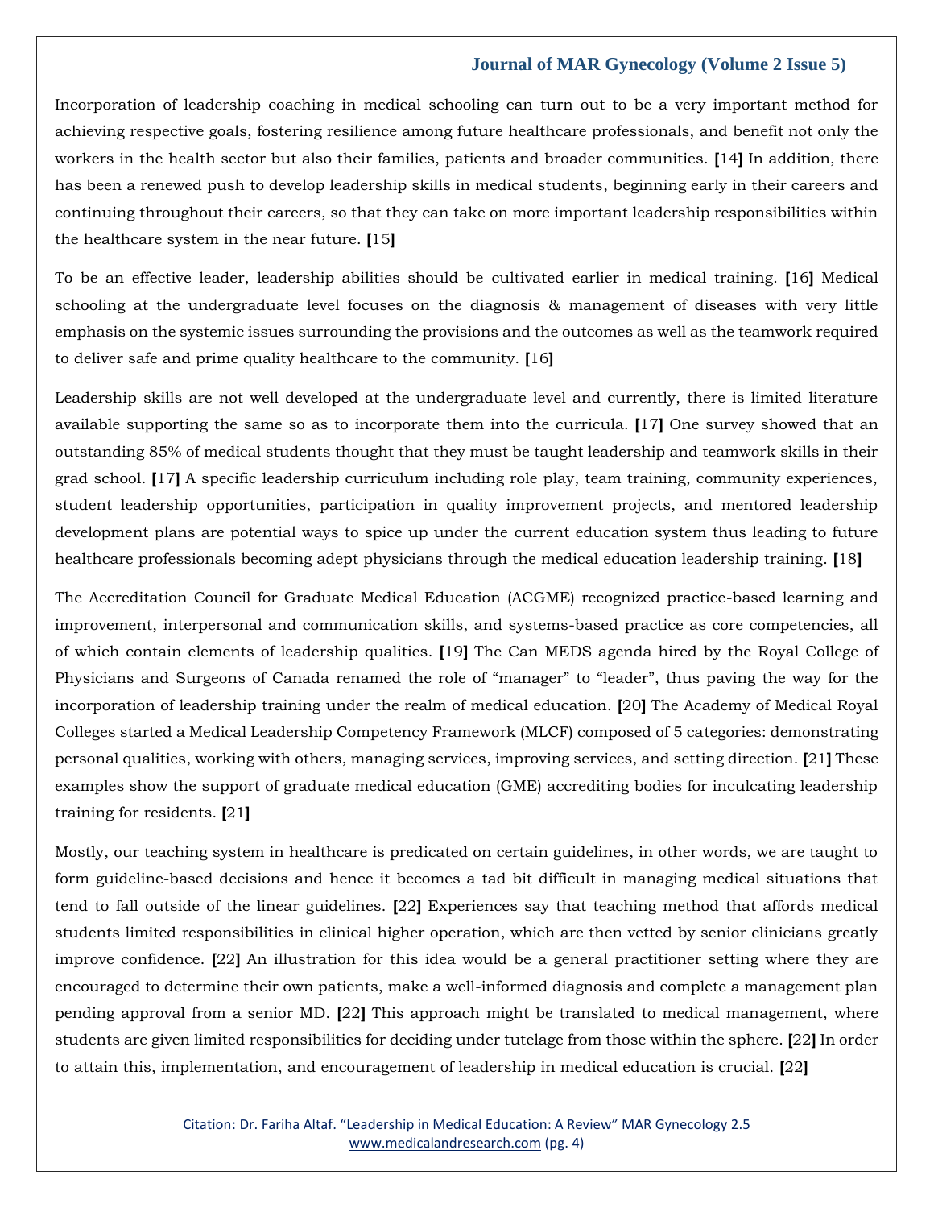Incorporation of leadership coaching in medical schooling can turn out to be a very important method for achieving respective goals, fostering resilience among future healthcare professionals, and benefit not only the workers in the health sector but also their families, patients and broader communities. [14] In addition, there has been a renewed push to develop leadership skills in medical students, beginning early in their careers and continuing throughout their careers, so that they can take on more important leadership responsibilities within the healthcare system in the near future. [15]

To be an effective leader, leadership abilities should be cultivated earlier in medical training. [16] Medical schooling at the undergraduate level focuses on the diagnosis & management of diseases with very little emphasis on the systemic issues surrounding the provisions and the outcomes as well as the teamwork required to deliver safe and prime quality healthcare to the community. [16]

Leadership skills are not well developed at the undergraduate level and currently, there is limited literature available supporting the same so as to incorporate them into the curricula. [17] One survey showed that an outstanding 85% of medical students thought that they must be taught leadership and teamwork skills in their grad school. [17] A specific leadership curriculum including role play, team training, community experiences, student leadership opportunities, participation in quality improvement projects, and mentored leadership development plans are potential ways to spice up under the current education system thus leading to future healthcare professionals becoming adept physicians through the medical education leadership training. [18]

The Accreditation Council for Graduate Medical Education (ACGME) recognized practice-based learning and improvement, interpersonal and communication skills, and systems-based practice as core competencies, all of which contain elements of leadership qualities. [19] The Can MEDS agenda hired by the Royal College of Physicians and Surgeons of Canada renamed the role of "manager" to "leader", thus paving the way for the incorporation of leadership training under the realm of medical education. [20] The Academy of Medical Royal Colleges started a Medical Leadership Competency Framework (MLCF) composed of 5 categories: demonstrating personal qualities, working with others, managing services, improving services, and setting direction. [21] These examples show the support of graduate medical education (GME) accrediting bodies for inculcating leadership training for residents. [21]

Mostly, our teaching system in healthcare is predicated on certain guidelines, in other words, we are taught to form guideline-based decisions and hence it becomes a tad bit difficult in managing medical situations that tend to fall outside of the linear guidelines. [22] Experiences say that teaching method that affords medical students limited responsibilities in clinical higher operation, which are then vetted by senior clinicians greatly improve confidence. [22] An illustration for this idea would be a general practitioner setting where they are encouraged to determine their own patients, make a well-informed diagnosis and complete a management plan pending approval from a senior MD. [22] This approach might be translated to medical management, where students are given limited responsibilities for deciding under tutelage from those within the sphere. [22] In order to attain this, implementation, and encouragement of leadership in medical education is crucial. [22]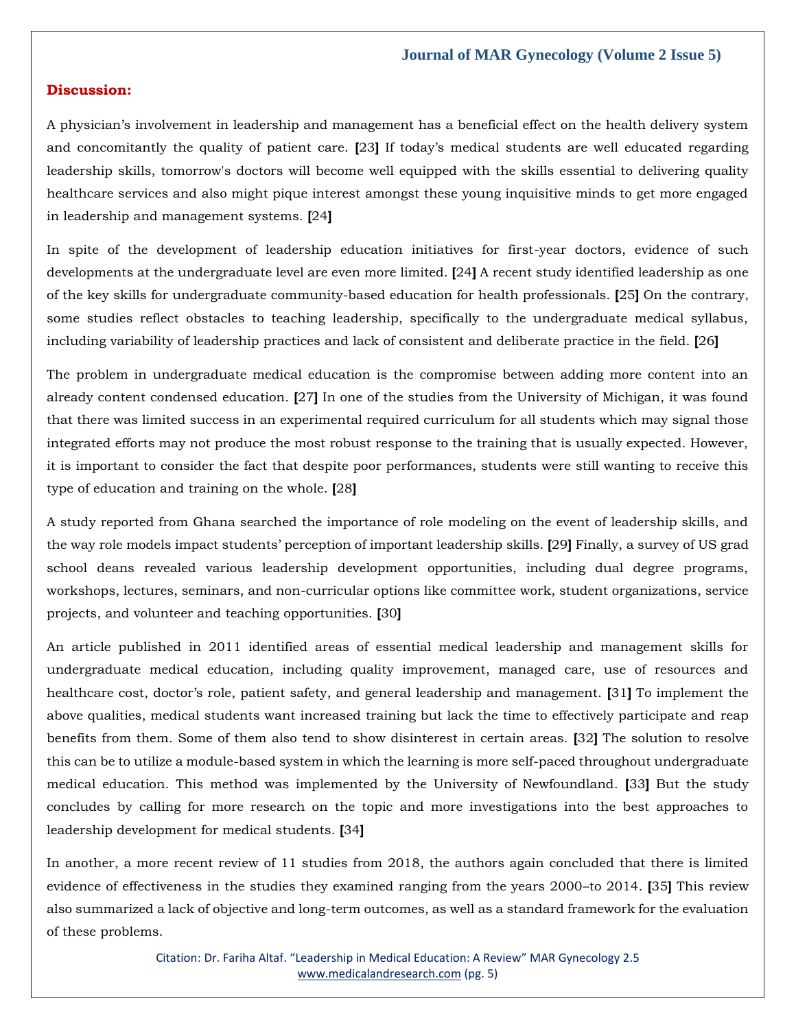## Discussion:

A physician's involvement in leadership and management has a beneficial effect on the health delivery system and concomitantly the quality of patient care. [23] If today's medical students are well educated regarding leadership skills, tomorrow's doctors will become well equipped with the skills essential to delivering quality healthcare services and also might pique interest amongst these young inquisitive minds to get more engaged in leadership and management systems. [24]

In spite of the development of leadership education initiatives for first-year doctors, evidence of such developments at the undergraduate level are even more limited. [24] A recent study identified leadership as one of the key skills for undergraduate community-based education for health professionals. [25] On the contrary, some studies reflect obstacles to teaching leadership, specifically to the undergraduate medical syllabus, including variability of leadership practices and lack of consistent and deliberate practice in the field. [26]

The problem in undergraduate medical education is the compromise between adding more content into an already content condensed education. [27] In one of the studies from the University of Michigan, it was found that there was limited success in an experimental required curriculum for all students which may signal those integrated efforts may not produce the most robust response to the training that is usually expected. However, it is important to consider the fact that despite poor performances, students were still wanting to receive this type of education and training on the whole. [28]

A study reported from Ghana searched the importance of role modeling on the event of leadership skills, and the way role models impact students' perception of important leadership skills. [29] Finally, a survey of US grad school deans revealed various leadership development opportunities, including dual degree programs, workshops, lectures, seminars, and non-curricular options like committee work, student organizations, service projects, and volunteer and teaching opportunities. [30]

An article published in 2011 identified areas of essential medical leadership and management skills for undergraduate medical education, including quality improvement, managed care, use of resources and healthcare cost, doctor's role, patient safety, and general leadership and management. [31] To implement the above qualities, medical students want increased training but lack the time to effectively participate and reap benefits from them. Some of them also tend to show disinterest in certain areas. [32] The solution to resolve this can be to utilize a module-based system in which the learning is more self-paced throughout undergraduate medical education. This method was implemented by the University of Newfoundland. [33] But the study concludes by calling for more research on the topic and more investigations into the best approaches to leadership development for medical students. [34]

In another, a more recent review of 11 studies from 2018, the authors again concluded that there is limited evidence of effectiveness in the studies they examined ranging from the years 2000–to 2014. [35] This review also summarized a lack of objective and long-term outcomes, as well as a standard framework for the evaluation of these problems.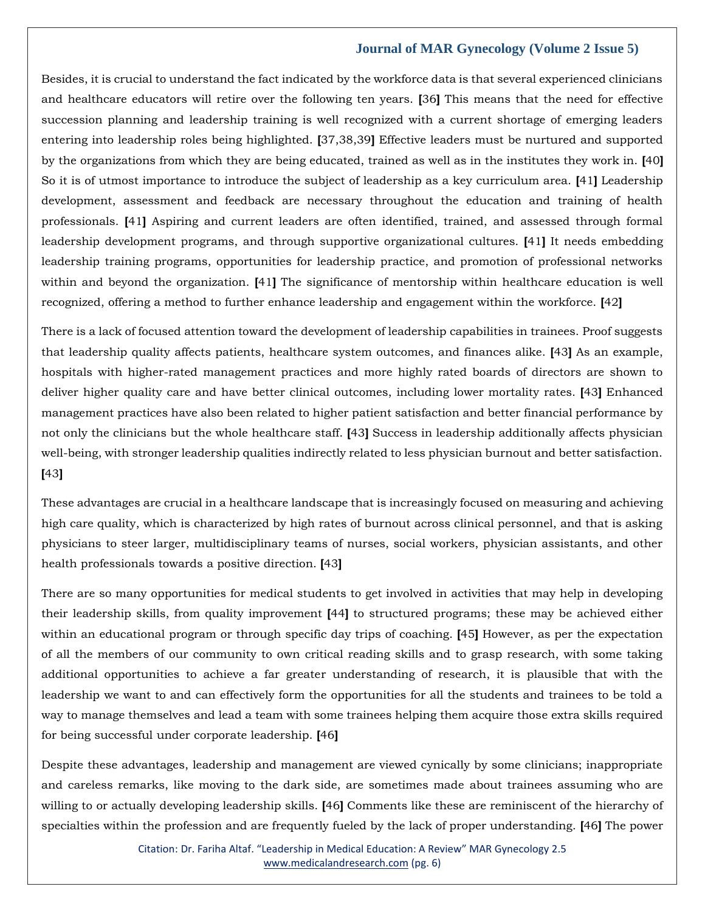Besides, it is crucial to understand the fact indicated by the workforce data is that several experienced clinicians and healthcare educators will retire over the following ten years. [36] This means that the need for effective succession planning and leadership training is well recognized with a current shortage of emerging leaders entering into leadership roles being highlighted. [37,38,39] Effective leaders must be nurtured and supported by the organizations from which they are being educated, trained as well as in the institutes they work in. [40] So it is of utmost importance to introduce the subject of leadership as a key curriculum area. [41] Leadership development, assessment and feedback are necessary throughout the education and training of health professionals. [41] Aspiring and current leaders are often identified, trained, and assessed through formal leadership development programs, and through supportive organizational cultures. [41] It needs embedding leadership training programs, opportunities for leadership practice, and promotion of professional networks within and beyond the organization. [41] The significance of mentorship within healthcare education is well recognized, offering a method to further enhance leadership and engagement within the workforce. [42]

There is a lack of focused attention toward the development of leadership capabilities in trainees. Proof suggests that leadership quality affects patients, healthcare system outcomes, and finances alike. [43] As an example, hospitals with higher-rated management practices and more highly rated boards of directors are shown to deliver higher quality care and have better clinical outcomes, including lower mortality rates. [43] Enhanced management practices have also been related to higher patient satisfaction and better financial performance by not only the clinicians but the whole healthcare staff. [43] Success in leadership additionally affects physician well-being, with stronger leadership qualities indirectly related to less physician burnout and better satisfaction. [43]

These advantages are crucial in a healthcare landscape that is increasingly focused on measuring and achieving high care quality, which is characterized by high rates of burnout across clinical personnel, and that is asking physicians to steer larger, multidisciplinary teams of nurses, social workers, physician assistants, and other health professionals towards a positive direction. [43]

There are so many opportunities for medical students to get involved in activities that may help in developing their leadership skills, from quality improvement [44] to structured programs; these may be achieved either within an educational program or through specific day trips of coaching. [45] However, as per the expectation of all the members of our community to own critical reading skills and to grasp research, with some taking additional opportunities to achieve a far greater understanding of research, it is plausible that with the leadership we want to and can effectively form the opportunities for all the students and trainees to be told a way to manage themselves and lead a team with some trainees helping them acquire those extra skills required for being successful under corporate leadership. [46]

Despite these advantages, leadership and management are viewed cynically by some clinicians; inappropriate and careless remarks, like moving to the dark side, are sometimes made about trainees assuming who are willing to or actually developing leadership skills. [46] Comments like these are reminiscent of the hierarchy of specialties within the profession and are frequently fueled by the lack of proper understanding. [46] The power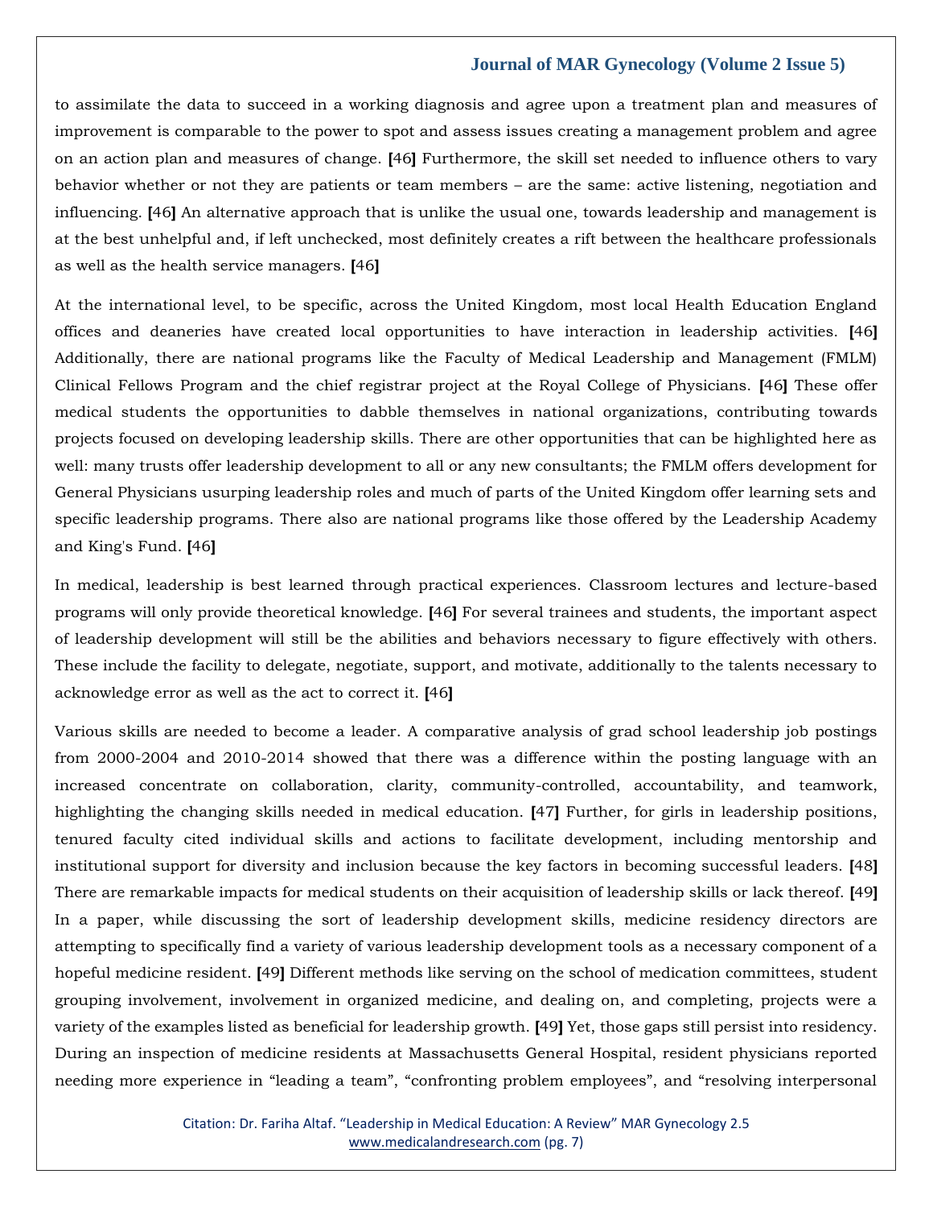to assimilate the data to succeed in a working diagnosis and agree upon a treatment plan and measures of improvement is comparable to the power to spot and assess issues creating a management problem and agree on an action plan and measures of change. [46] Furthermore, the skill set needed to influence others to vary behavior whether or not they are patients or team members – are the same: active listening, negotiation and influencing. [46] An alternative approach that is unlike the usual one, towards leadership and management is at the best unhelpful and, if left unchecked, most definitely creates a rift between the healthcare professionals as well as the health service managers. [46]

At the international level, to be specific, across the United Kingdom, most local Health Education England offices and deaneries have created local opportunities to have interaction in leadership activities. [46] Additionally, there are national programs like the Faculty of Medical Leadership and Management (FMLM) Clinical Fellows Program and the chief registrar project at the Royal College of Physicians. [46] These offer medical students the opportunities to dabble themselves in national organizations, contributing towards projects focused on developing leadership skills. There are other opportunities that can be highlighted here as well: many trusts offer leadership development to all or any new consultants; the FMLM offers development for General Physicians usurping leadership roles and much of parts of the United Kingdom offer learning sets and specific leadership programs. There also are national programs like those offered by the Leadership Academy and King's Fund. [46]

In medical, leadership is best learned through practical experiences. Classroom lectures and lecture-based programs will only provide theoretical knowledge. [46] For several trainees and students, the important aspect of leadership development will still be the abilities and behaviors necessary to figure effectively with others. These include the facility to delegate, negotiate, support, and motivate, additionally to the talents necessary to acknowledge error as well as the act to correct it. [46]

Various skills are needed to become a leader. A comparative analysis of grad school leadership job postings from 2000-2004 and 2010-2014 showed that there was a difference within the posting language with an increased concentrate on collaboration, clarity, community-controlled, accountability, and teamwork, highlighting the changing skills needed in medical education. [47] Further, for girls in leadership positions, tenured faculty cited individual skills and actions to facilitate development, including mentorship and institutional support for diversity and inclusion because the key factors in becoming successful leaders. [48] There are remarkable impacts for medical students on their acquisition of leadership skills or lack thereof. [49] In a paper, while discussing the sort of leadership development skills, medicine residency directors are attempting to specifically find a variety of various leadership development tools as a necessary component of a hopeful medicine resident. [49] Different methods like serving on the school of medication committees, student grouping involvement, involvement in organized medicine, and dealing on, and completing, projects were a variety of the examples listed as beneficial for leadership growth. [49] Yet, those gaps still persist into residency. During an inspection of medicine residents at Massachusetts General Hospital, resident physicians reported needing more experience in "leading a team", "confronting problem employees", and "resolving interpersonal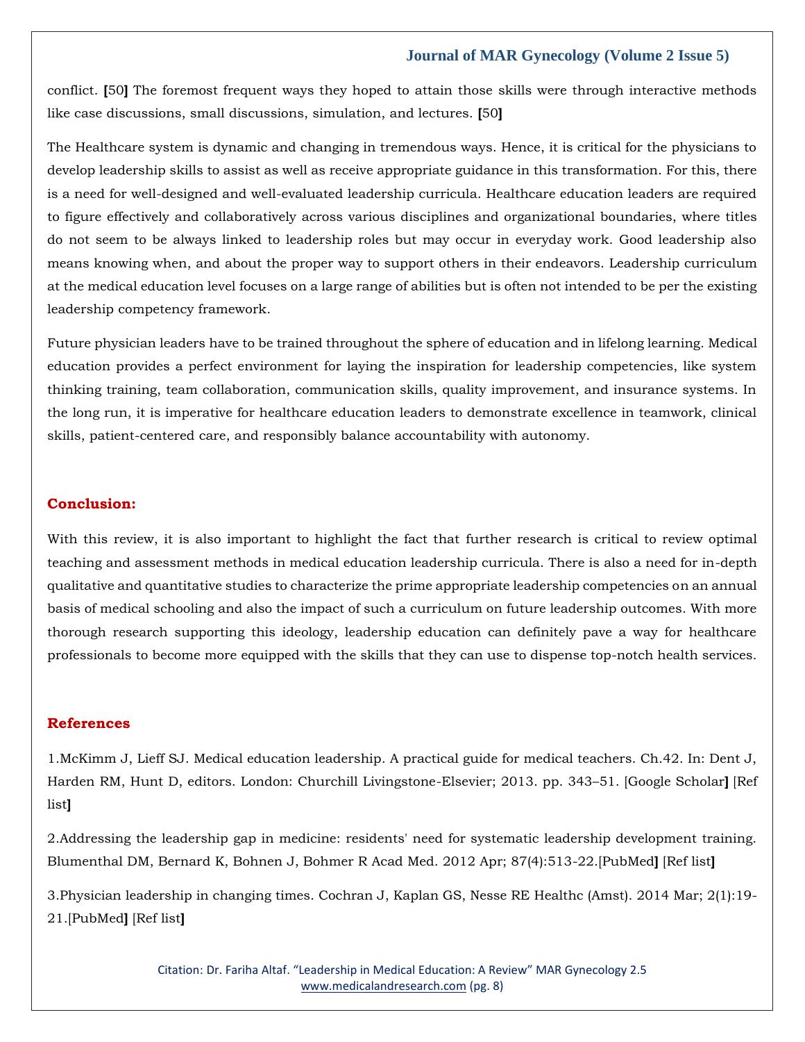conflict. [50] The foremost frequent ways they hoped to attain those skills were through interactive methods like case discussions, small discussions, simulation, and lectures. [50]

The Healthcare system is dynamic and changing in tremendous ways. Hence, it is critical for the physicians to develop leadership skills to assist as well as receive appropriate guidance in this transformation. For this, there is a need for well-designed and well-evaluated leadership curricula. Healthcare education leaders are required to figure effectively and collaboratively across various disciplines and organizational boundaries, where titles do not seem to be always linked to leadership roles but may occur in everyday work. Good leadership also means knowing when, and about the proper way to support others in their endeavors. Leadership curriculum at the medical education level focuses on a large range of abilities but is often not intended to be per the existing leadership competency framework.

Future physician leaders have to be trained throughout the sphere of education and in lifelong learning. Medical education provides a perfect environment for laying the inspiration for leadership competencies, like system thinking training, team collaboration, communication skills, quality improvement, and insurance systems. In the long run, it is imperative for healthcare education leaders to demonstrate excellence in teamwork, clinical skills, patient-centered care, and responsibly balance accountability with autonomy.

## Conclusion:

With this review, it is also important to highlight the fact that further research is critical to review optimal teaching and assessment methods in medical education leadership curricula. There is also a need for in-depth qualitative and quantitative studies to characterize the prime appropriate leadership competencies on an annual basis of medical schooling and also the impact of such a curriculum on future leadership outcomes. With more thorough research supporting this ideology, leadership education can definitely pave a way for healthcare professionals to become more equipped with the skills that they can use to dispense top-notch health services.

## References

1.McKimm J, Lieff SJ. Medical education leadership. A practical guide for medical teachers. Ch.42. In: Dent J, Harden RM, Hunt D, editors. London: Churchill Livingstone-Elsevier; 2013. pp. 343–51. [Google Scholar] [Ref list]

2.Addressing the leadership gap in medicine: residents' need for systematic leadership development training. Blumenthal DM, Bernard K, Bohnen J, Bohmer R Acad Med. 2012 Apr; 87(4):513-22.[PubMed] [Ref list]

3.Physician leadership in changing times. Cochran J, Kaplan GS, Nesse RE Healthc (Amst). 2014 Mar; 2(1):19-21.[PubMed] [Ref list]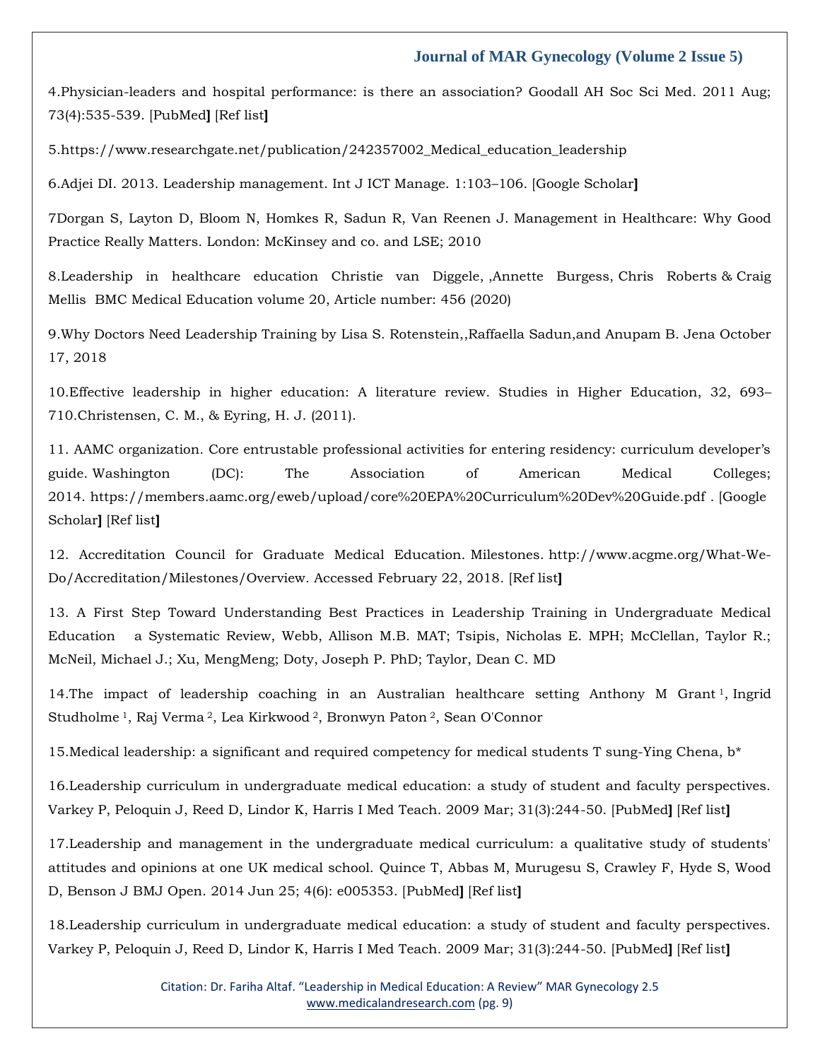4.Physician-leaders and hospital performance: is there an association? Goodall AH Soc Sci Med. 2011 Aug; 73(4):535-539. [PubMed] [Ref list]

5.https://www.researchgate.net/publication/242357002_Medical_education_leadership

6.Adjei DI. 2013. Leadership management. Int J ICT Manage. 1:103–106. [Google Scholar]

7Dorgan S, Layton D, Bloom N, Homkes R, Sadun R, Van Reenen J. Management in Healthcare: Why Good Practice Really Matters. London: McKinsey and co. and LSE; 2010

8.Leadership in healthcare education Christie van Diggele, ,Annette Burgess, Chris Roberts & Craig Mellis BMC Medical Education volume 20, Article number: 456 (2020)

9.Why Doctors Need Leadership Training by Lisa S. Rotenstein,,Raffaella Sadun,and Anupam B. Jena October 17, 2018

10.Effective leadership in higher education: A literature review. Studies in Higher Education, 32, 693–710.Christensen, C. M., & Eyring, H. J. (2011).

11. AAMC organization. Core entrustable professional activities for entering residency: curriculum developer's guide. Washington (DC): The Association of American Medical Colleges; 2014. https://members.aamc.org/eweb/upload/core%20EPA%20Curriculum%20Dev%20Guide.pdf . [Google Scholar] [Ref list]

12. Accreditation Council for Graduate Medical Education. Milestones. http://www.acgme.org/What-We-Do/Accreditation/Milestones/Overview. Accessed February 22, 2018. [Ref list]

13. A First Step Toward Understanding Best Practices in Leadership Training in Undergraduate Medical Education a Systematic Review, Webb, Allison M.B. MAT; Tsipis, Nicholas E. MPH; McClellan, Taylor R.; McNeil, Michael J.; Xu, MengMeng; Doty, Joseph P. PhD; Taylor, Dean C. MD

14.The impact of leadership coaching in an Australian healthcare setting Anthony M Grant [1], Ingrid Studholme [1], Raj Verma [2], Lea Kirkwood [2], Bronwyn Paton [2], Sean O'Connor

15.Medical leadership: a significant and required competency for medical students T sung-Ying Chena, b*

16.Leadership curriculum in undergraduate medical education: a study of student and faculty perspectives. Varkey P, Peloquin J, Reed D, Lindor K, Harris I Med Teach. 2009 Mar; 31(3):244-50. [PubMed] [Ref list]

17.Leadership and management in the undergraduate medical curriculum: a qualitative study of students' attitudes and opinions at one UK medical school. Quince T, Abbas M, Murugesu S, Crawley F, Hyde S, Wood D, Benson J BMJ Open. 2014 Jun 25; 4(6): e005353. [PubMed] [Ref list]

18.Leadership curriculum in undergraduate medical education: a study of student and faculty perspectives. Varkey P, Peloquin J, Reed D, Lindor K, Harris I Med Teach. 2009 Mar; 31(3):244-50. [PubMed] [Ref list]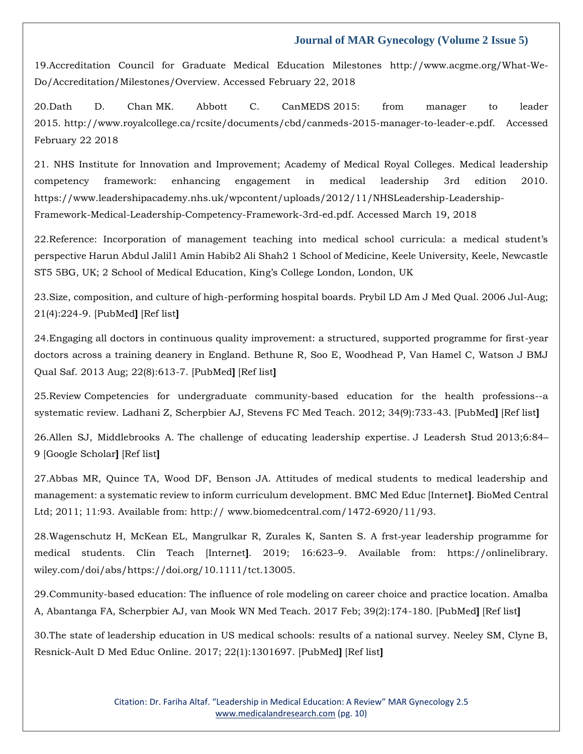19.Accreditation Council for Graduate Medical Education Milestones http://www.acgme.org/What-We-Do/Accreditation/Milestones/Overview. Accessed February 22, 2018

20.Dath D. Chan MK. Abbott C. CanMEDS 2015: from manager to leader 2015. http://www.royalcollege.ca/rcsite/documents/cbd/canmeds-2015-manager-to-leader-e.pdf. Accessed February 22 2018

21. NHS Institute for Innovation and Improvement; Academy of Medical Royal Colleges. Medical leadership competency framework: enhancing engagement in medical leadership 3rd edition 2010. https://www.leadershipacademy.nhs.uk/wpcontent/uploads/2012/11/NHSLeadership-Leadership-Framework-Medical-Leadership-Competency-Framework-3rd-ed.pdf. Accessed March 19, 2018

22.Reference: Incorporation of management teaching into medical school curricula: a medical student's perspective Harun Abdul Jalil1 Amin Habib2 Ali Shah2 1 School of Medicine, Keele University, Keele, Newcastle ST5 5BG, UK; 2 School of Medical Education, King's College London, London, UK

23.Size, composition, and culture of high-performing hospital boards. Prybil LD Am J Med Qual. 2006 Jul-Aug; 21(4):224-9. [PubMed] [Ref list]

24.Engaging all doctors in continuous quality improvement: a structured, supported programme for first-year doctors across a training deanery in England. Bethune R, Soo E, Woodhead P, Van Hamel C, Watson J BMJ Qual Saf. 2013 Aug; 22(8):613-7. [PubMed] [Ref list]

25.Review Competencies for undergraduate community-based education for the health professions--a systematic review. Ladhani Z, Scherpbier AJ, Stevens FC Med Teach. 2012; 34(9):733-43. [PubMed] [Ref list]

26.Allen SJ, Middlebrooks A. The challenge of educating leadership expertise. J Leadersh Stud 2013;6:84–9 [Google Scholar] [Ref list]

27.Abbas MR, Quince TA, Wood DF, Benson JA. Attitudes of medical students to medical leadership and management: a systematic review to inform curriculum development. BMC Med Educ [Internet]. BioMed Central Ltd; 2011; 11:93. Available from: http:// www.biomedcentral.com/1472-6920/11/93.

28.Wagenschutz H, McKean EL, Mangrulkar R, Zurales K, Santen S. A frst-year leadership programme for medical students. Clin Teach [Internet]. 2019; 16:623–9. Available from: https://onlinelibrary. wiley.com/doi/abs/https://doi.org/10.1111/tct.13005.

29.Community-based education: The influence of role modeling on career choice and practice location. Amalba A, Abantanga FA, Scherpbier AJ, van Mook WN Med Teach. 2017 Feb; 39(2):174-180. [PubMed] [Ref list]

30.The state of leadership education in US medical schools: results of a national survey. Neeley SM, Clyne B, Resnick-Ault D Med Educ Online. 2017; 22(1):1301697. [PubMed] [Ref list]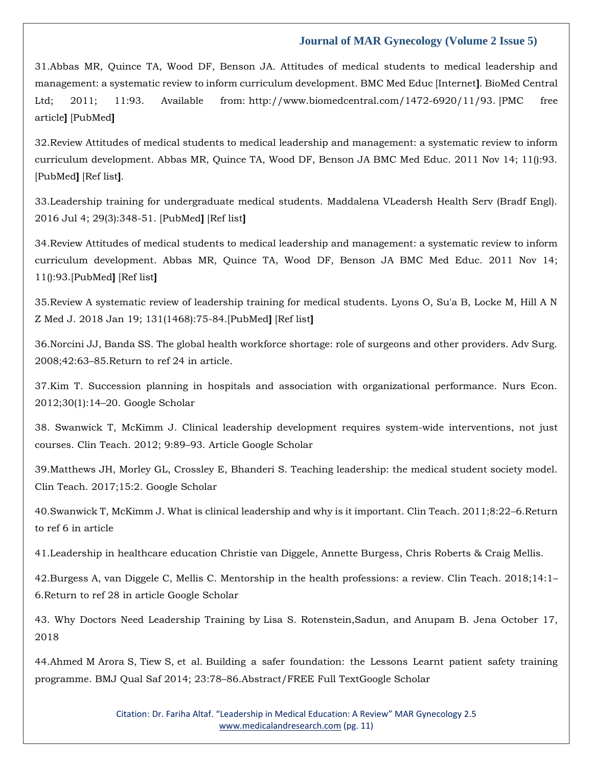31.Abbas MR, Quince TA, Wood DF, Benson JA. Attitudes of medical students to medical leadership and management: a systematic review to inform curriculum development. BMC Med Educ [Internet]. BioMed Central Ltd; 2011; 11:93. Available from: http://www.biomedcentral.com/1472-6920/11/93. [PMC free article] [PubMed]

32.Review Attitudes of medical students to medical leadership and management: a systematic review to inform curriculum development. Abbas MR, Quince TA, Wood DF, Benson JA BMC Med Educ. 2011 Nov 14; 11():93. [PubMed] [Ref list].

33.Leadership training for undergraduate medical students. Maddalena VLeadersh Health Serv (Bradf Engl). 2016 Jul 4; 29(3):348-51. [PubMed] [Ref list]

34.Review Attitudes of medical students to medical leadership and management: a systematic review to inform curriculum development. Abbas MR, Quince TA, Wood DF, Benson JA BMC Med Educ. 2011 Nov 14; 11():93.[PubMed] [Ref list]

35.Review A systematic review of leadership training for medical students. Lyons O, Su'a B, Locke M, Hill A N Z Med J. 2018 Jan 19; 131(1468):75-84.[PubMed] [Ref list]

36.Norcini JJ, Banda SS. The global health workforce shortage: role of surgeons and other providers. Adv Surg. 2008;42:63–85.Return to ref 24 in article.

37.Kim T. Succession planning in hospitals and association with organizational performance. Nurs Econ. 2012;30(1):14–20. Google Scholar

38. Swanwick T, McKimm J. Clinical leadership development requires system-wide interventions, not just courses. Clin Teach. 2012; 9:89–93. Article Google Scholar

39.Matthews JH, Morley GL, Crossley E, Bhanderi S. Teaching leadership: the medical student society model. Clin Teach. 2017;15:2. Google Scholar

40.Swanwick T, McKimm J. What is clinical leadership and why is it important. Clin Teach. 2011;8:22–6.Return to ref 6 in article

41.Leadership in healthcare education Christie van Diggele, Annette Burgess, Chris Roberts & Craig Mellis.

42.Burgess A, van Diggele C, Mellis C. Mentorship in the health professions: a review. Clin Teach. 2018;14:1–6.Return to ref 28 in article Google Scholar

43. Why Doctors Need Leadership Training by Lisa S. Rotenstein,Sadun, and Anupam B. Jena October 17, 2018

44.Ahmed M Arora S, Tiew S, et al. Building a safer foundation: the Lessons Learnt patient safety training programme. BMJ Qual Saf 2014; 23:78–86.Abstract/FREE Full TextGoogle Scholar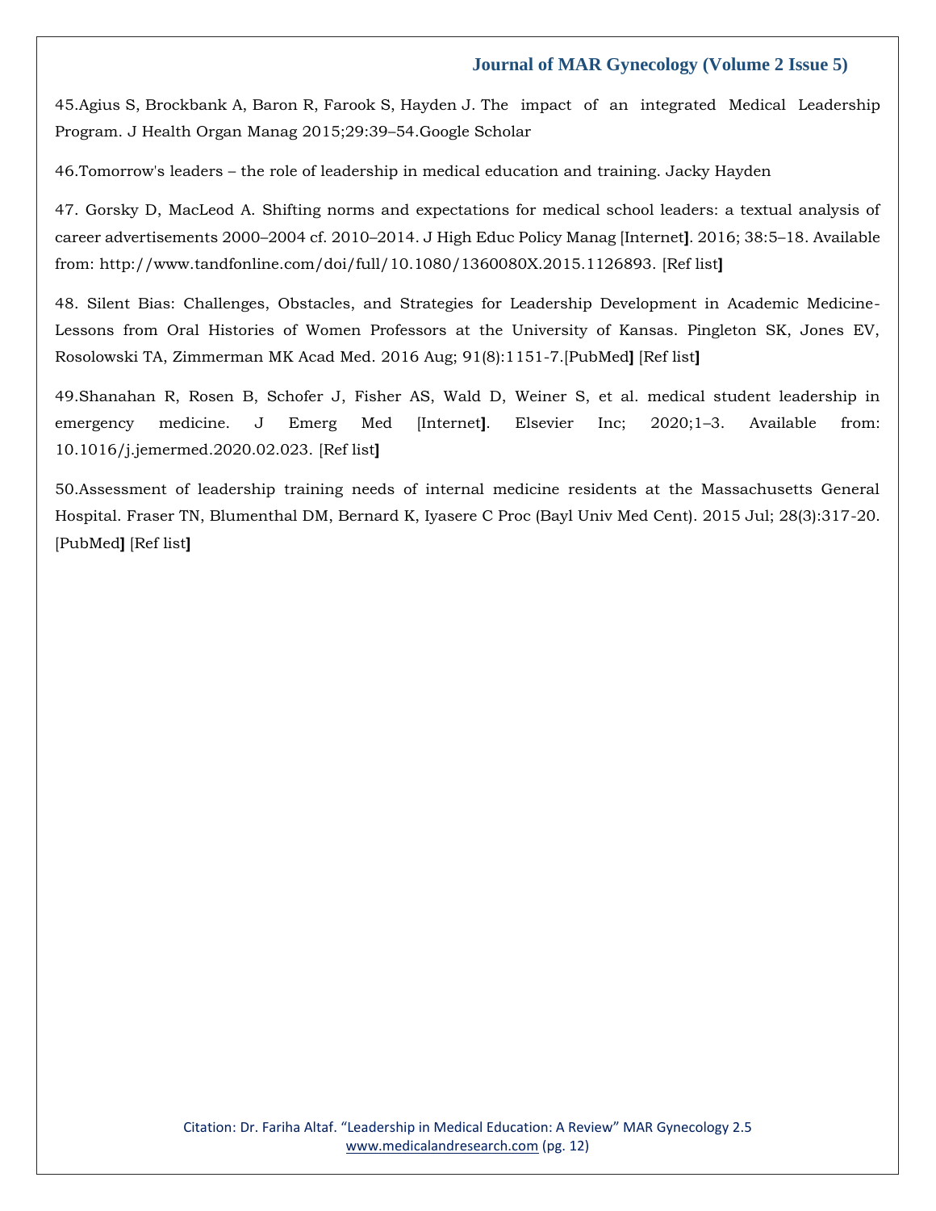45.Agius S, Brockbank A, Baron R, Farook S, Hayden J. The impact of an integrated Medical Leadership Program. J Health Organ Manag 2015;29:39–54.Google Scholar

46.Tomorrow's leaders – the role of leadership in medical education and training. Jacky Hayden

47. Gorsky D, MacLeod A. Shifting norms and expectations for medical school leaders: a textual analysis of career advertisements 2000–2004 cf. 2010–2014. J High Educ Policy Manag [Internet]. 2016; 38:5–18. Available from: http://www.tandfonline.com/doi/full/10.1080/1360080X.2015.1126893. [Ref list]

48. Silent Bias: Challenges, Obstacles, and Strategies for Leadership Development in Academic Medicine-Lessons from Oral Histories of Women Professors at the University of Kansas. Pingleton SK, Jones EV, Rosolowski TA, Zimmerman MK Acad Med. 2016 Aug; 91(8):1151-7.[PubMed] [Ref list]

49.Shanahan R, Rosen B, Schofer J, Fisher AS, Wald D, Weiner S, et al. medical student leadership in emergency medicine. J Emerg Med [Internet]. Elsevier Inc; 2020;1–3. Available from: 10.1016/j.jemermed.2020.02.023. [Ref list]

50.Assessment of leadership training needs of internal medicine residents at the Massachusetts General Hospital. Fraser TN, Blumenthal DM, Bernard K, Iyasere C Proc (Bayl Univ Med Cent). 2015 Jul; 28(3):317-20. [PubMed] [Ref list]